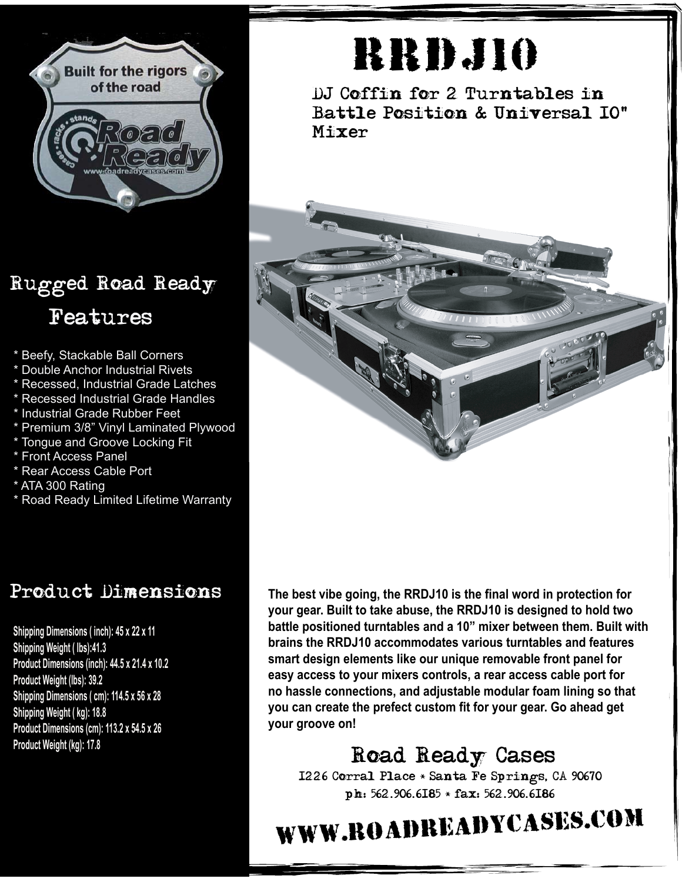# RRDJ10

## DJ Coffin for 2 Turntables in Battle Position & Universal 10" Mixer

## Rugged Road Ready Features

* Beefy, Stackable Ball Corners
* Double Anchor Industrial Rivets
* Recessed, Industrial Grade Latches
* Recessed Industrial Grade Handles
* Industrial Grade Rubber Feet
* Premium 3/8" Vinyl Laminated Plywood
* Tongue and Groove Locking Fit
* Front Access Panel
* Rear Access Cable Port
* ATA 300 Rating
* Road Ready Limited Lifetime Warranty

## Product Dimensions

**Shipping Dimensions ( inch): 45 x 22 x 11**
**Shipping Weight ( lbs):41.3**
**Product Dimensions (inch): 44.5 x 21.4 x 10.2**
**Product Weight (lbs): 39.2**
**Shipping Dimensions ( cm): 114.5 x 56 x 28**
**Shipping Weight ( kg): 18.8**
**Product Dimensions (cm): 113.2 x 54.5 x 26**
**Product Weight (kg): 17.8**

**The best vibe going, the RRDJ10 is the final word in protection for your gear. Built to take abuse, the RRDJ10 is designed to hold two battle positioned turntables and a 10" mixer between them. Built with brains the RRDJ10 accommodates various turntables and features smart design elements like our unique removable front panel for easy access to your mixers controls, a rear access cable port for no hassle connections, and adjustable modular foam lining so that you can create the prefect custom fit for your gear. Go ahead get your groove on!**

## Road Ready Cases

1226 Corral Place * Santa Fe Springs, CA 90670
ph: 562.906.6185 * fax: 562.906.6186

# WWW.ROADREADYCASES.COM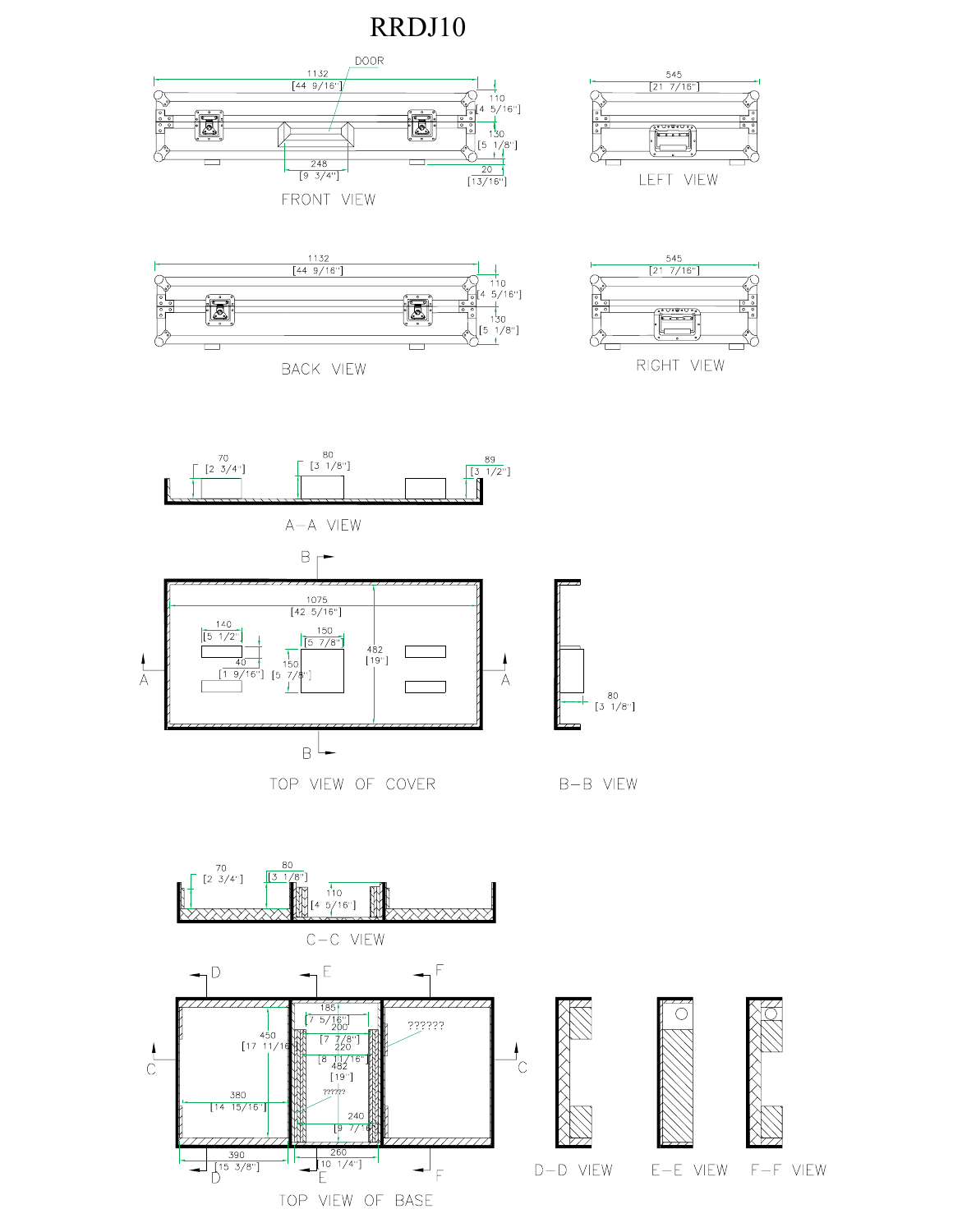# RRDJ10

DOOR

1132
[44 9/16"]

110
[4 5/16"]

130
[5 1/8"]

248
[9 3/4"]

20
[13/16"]

FRONT VIEW

545
[21 7/16"]

LEFT VIEW

1132
[44 9/16"]

110
[4 5/16"]

130
[5 1/8"]

BACK VIEW

545
[21 7/16"]

RIGHT VIEW

70
[2 3/4"]

80
[3 1/8"]

89
[3 1/2"]

A-A VIEW

B

1075
[42 5/16"]

140
[5 1/2"]

150
[5 7/8"]

482
[19"]

40
[1 9/16"]

150
[5 7/8"]

A A

B

TOP VIEW OF COVER

80
[3 1/8"]

B-B VIEW

70
[2 3/4"]

80
[3 1/8"]

110
[4 5/16"]

C-C VIEW

D E F

185
[7 5/16"]

200
[7 7/8"]

220
[8 11/16"]

482
[19"]

??????

450
[17 11/16"]

??????

240
[9 7/16"]

380
[14 15/16"]

C C

390
[15 3/8"]

260
[10 1/4"]

D E F

TOP VIEW OF BASE

D-D VIEW

E-E VIEW

F-F VIEW